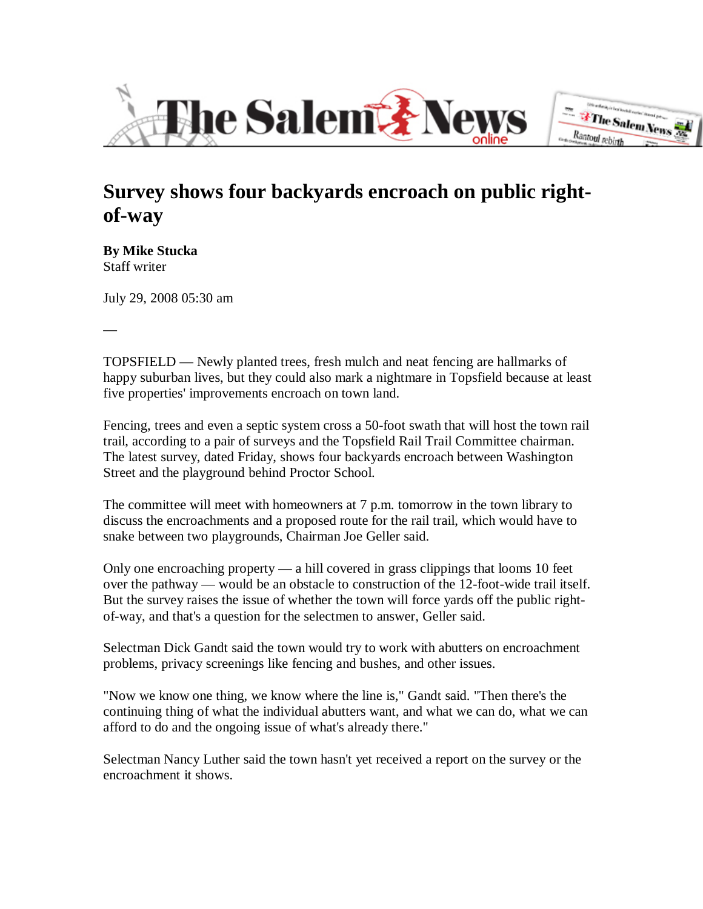# The Salem News online

## Survey shows four backyards encroach on public right-of-way

**By Mike Stucka**
Staff writer

July 29, 2008 05:30 am

—

TOPSFIELD — Newly planted trees, fresh mulch and neat fencing are hallmarks of happy suburban lives, but they could also mark a nightmare in Topsfield because at least five properties' improvements encroach on town land.

Fencing, trees and even a septic system cross a 50-foot swath that will host the town rail trail, according to a pair of surveys and the Topsfield Rail Trail Committee chairman. The latest survey, dated Friday, shows four backyards encroach between Washington Street and the playground behind Proctor School.

The committee will meet with homeowners at 7 p.m. tomorrow in the town library to discuss the encroachments and a proposed route for the rail trail, which would have to snake between two playgrounds, Chairman Joe Geller said.

Only one encroaching property — a hill covered in grass clippings that looms 10 feet over the pathway — would be an obstacle to construction of the 12-foot-wide trail itself. But the survey raises the issue of whether the town will force yards off the public right-of-way, and that's a question for the selectmen to answer, Geller said.

Selectman Dick Gandt said the town would try to work with abutters on encroachment problems, privacy screenings like fencing and bushes, and other issues.

"Now we know one thing, we know where the line is," Gandt said. "Then there's the continuing thing of what the individual abutters want, and what we can do, what we can afford to do and the ongoing issue of what's already there."

Selectman Nancy Luther said the town hasn't yet received a report on the survey or the encroachment it shows.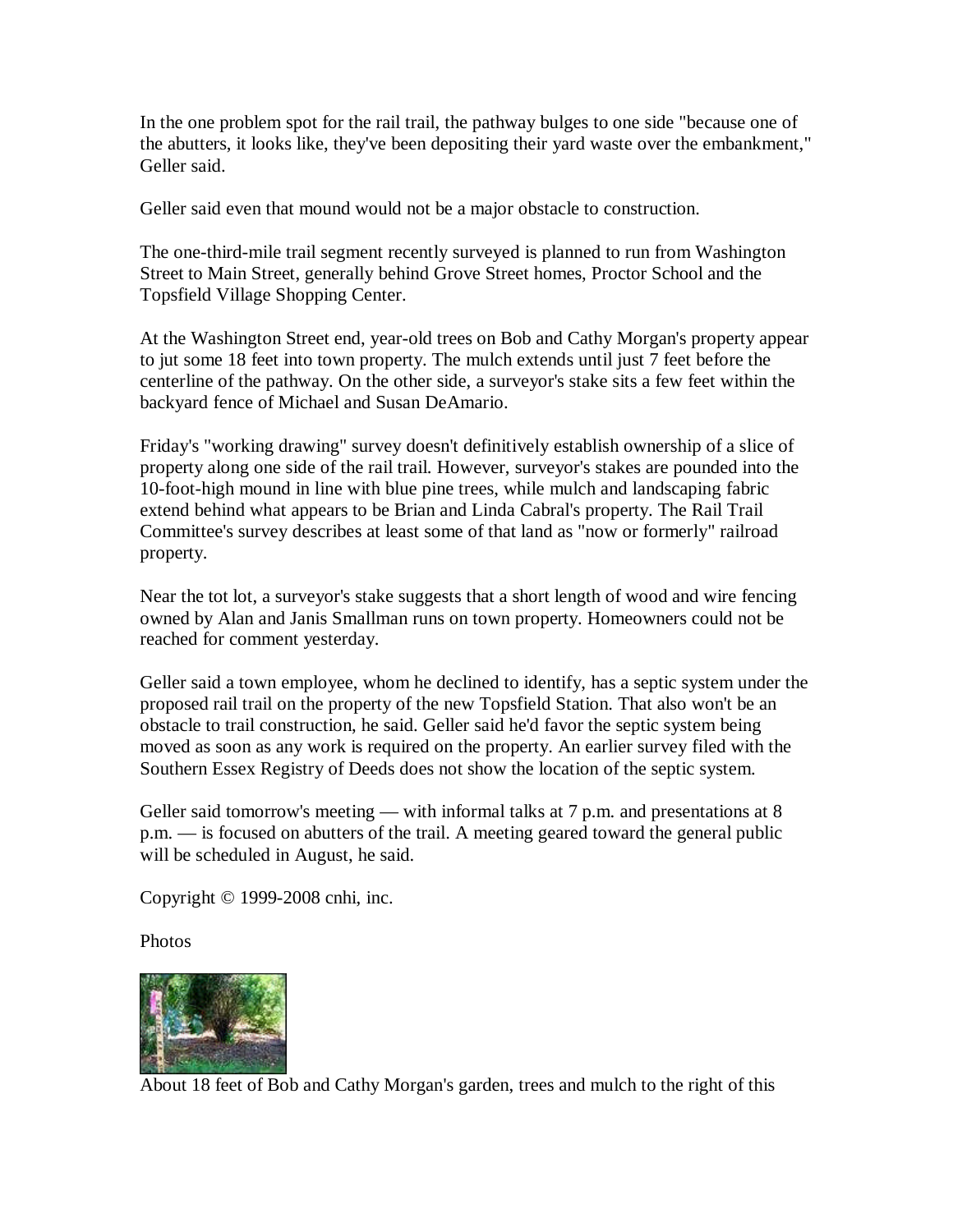In the one problem spot for the rail trail, the pathway bulges to one side "because one of the abutters, it looks like, they've been depositing their yard waste over the embankment," Geller said.

Geller said even that mound would not be a major obstacle to construction.

The one-third-mile trail segment recently surveyed is planned to run from Washington Street to Main Street, generally behind Grove Street homes, Proctor School and the Topsfield Village Shopping Center.

At the Washington Street end, year-old trees on Bob and Cathy Morgan's property appear to jut some 18 feet into town property. The mulch extends until just 7 feet before the centerline of the pathway. On the other side, a surveyor's stake sits a few feet within the backyard fence of Michael and Susan DeAmario.

Friday's "working drawing" survey doesn't definitively establish ownership of a slice of property along one side of the rail trail. However, surveyor's stakes are pounded into the 10-foot-high mound in line with blue pine trees, while mulch and landscaping fabric extend behind what appears to be Brian and Linda Cabral's property. The Rail Trail Committee's survey describes at least some of that land as "now or formerly" railroad property.

Near the tot lot, a surveyor's stake suggests that a short length of wood and wire fencing owned by Alan and Janis Smallman runs on town property. Homeowners could not be reached for comment yesterday.

Geller said a town employee, whom he declined to identify, has a septic system under the proposed rail trail on the property of the new Topsfield Station. That also won't be an obstacle to trail construction, he said. Geller said he'd favor the septic system being moved as soon as any work is required on the property. An earlier survey filed with the Southern Essex Registry of Deeds does not show the location of the septic system.

Geller said tomorrow's meeting — with informal talks at 7 p.m. and presentations at 8 p.m. — is focused on abutters of the trail. A meeting geared toward the general public will be scheduled in August, he said.

Copyright © 1999-2008 cnhi, inc.

Photos

About 18 feet of Bob and Cathy Morgan's garden, trees and mulch to the right of this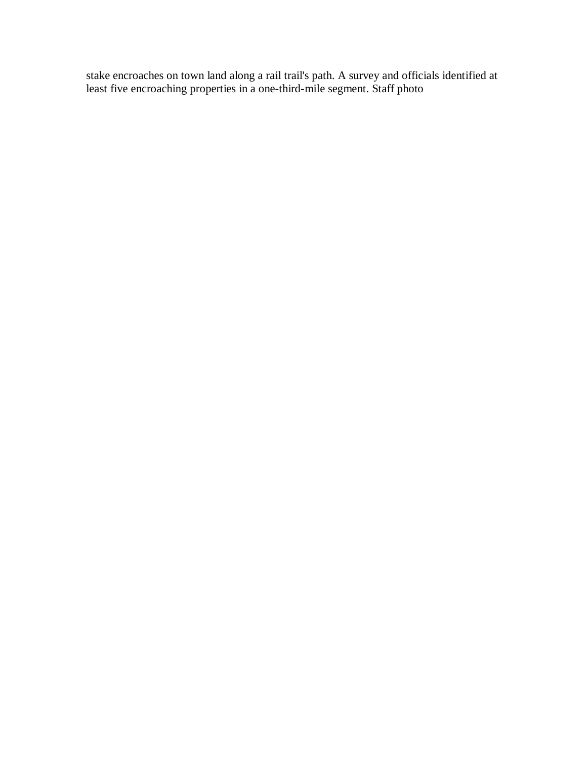stake encroaches on town land along a rail trail's path. A survey and officials identified at least five encroaching properties in a one-third-mile segment. Staff photo